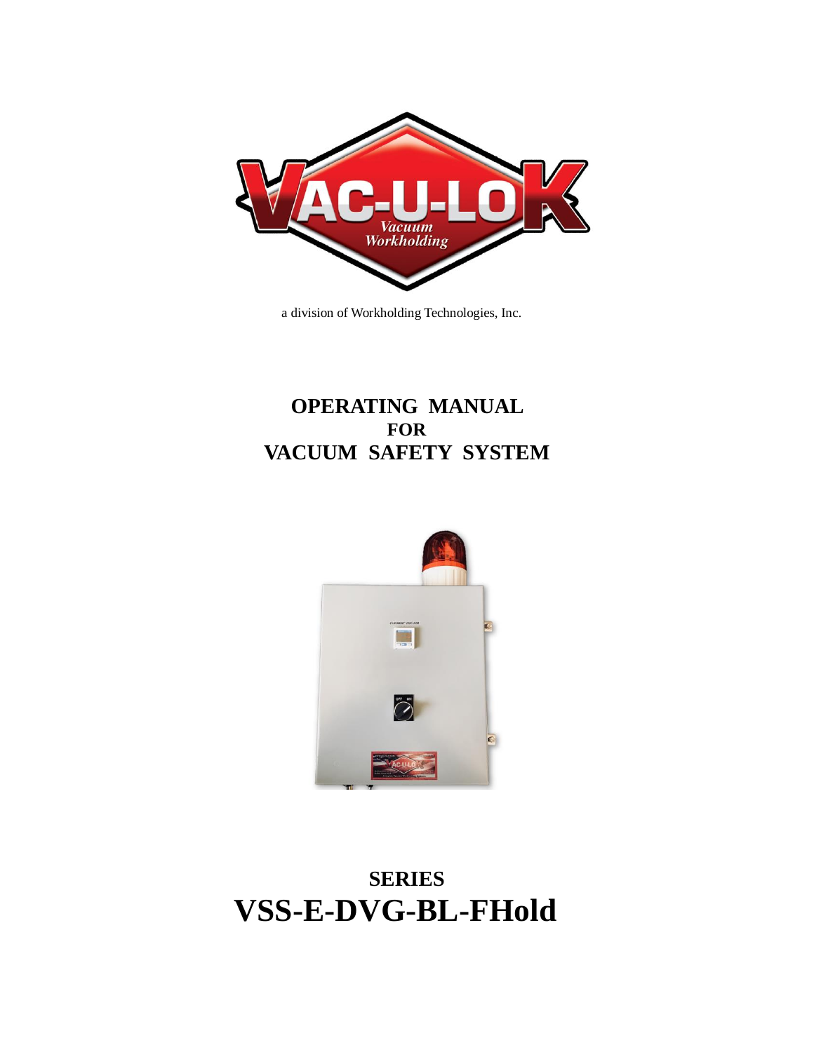a division of Workholding Technologies, Inc.

# OPERATING MANUAL
## FOR
# VACUUM SAFETY SYSTEM

## SERIES
# VSS-E-DVG-BL-FHold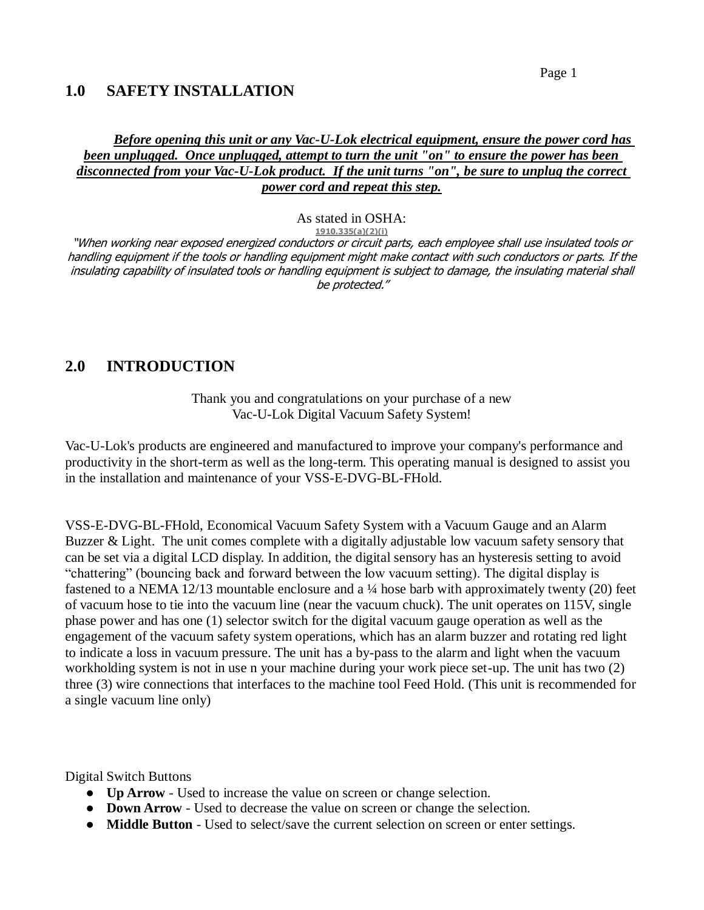## 1.0 SAFETY INSTALLATION

***<u>Before opening this unit or any Vac-U-Lok electrical equipment, ensure the power cord has been unplugged. Once unplugged, attempt to turn the unit "on" to ensure the power has been disconnected from your Vac-U-Lok product. If the unit turns "on", be sure to unplug the correct power cord and repeat this step.</u>***

As stated in OSHA:
1910.335(a)(2)(i)

*"When working near exposed energized conductors or circuit parts, each employee shall use insulated tools or handling equipment if the tools or handling equipment might make contact with such conductors or parts. If the insulating capability of insulated tools or handling equipment is subject to damage, the insulating material shall be protected."*

## 2.0 INTRODUCTION

Thank you and congratulations on your purchase of a new
Vac-U-Lok Digital Vacuum Safety System!

Vac-U-Lok's products are engineered and manufactured to improve your company's performance and productivity in the short-term as well as the long-term. This operating manual is designed to assist you in the installation and maintenance of your VSS-E-DVG-BL-FHold.

VSS-E-DVG-BL-FHold, Economical Vacuum Safety System with a Vacuum Gauge and an Alarm Buzzer & Light. The unit comes complete with a digitally adjustable low vacuum safety sensory that can be set via a digital LCD display. In addition, the digital sensory has an hysteresis setting to avoid "chattering" (bouncing back and forward between the low vacuum setting). The digital display is fastened to a NEMA 12/13 mountable enclosure and a ¼ hose barb with approximately twenty (20) feet of vacuum hose to tie into the vacuum line (near the vacuum chuck). The unit operates on 115V, single phase power and has one (1) selector switch for the digital vacuum gauge operation as well as the engagement of the vacuum safety system operations, which has an alarm buzzer and rotating red light to indicate a loss in vacuum pressure. The unit has a by-pass to the alarm and light when the vacuum workholding system is not in use n your machine during your work piece set-up. The unit has two (2) three (3) wire connections that interfaces to the machine tool Feed Hold. (This unit is recommended for a single vacuum line only)

Digital Switch Buttons

- **Up Arrow** - Used to increase the value on screen or change selection.
- **Down Arrow** - Used to decrease the value on screen or change the selection.
- **Middle Button** - Used to select/save the current selection on screen or enter settings.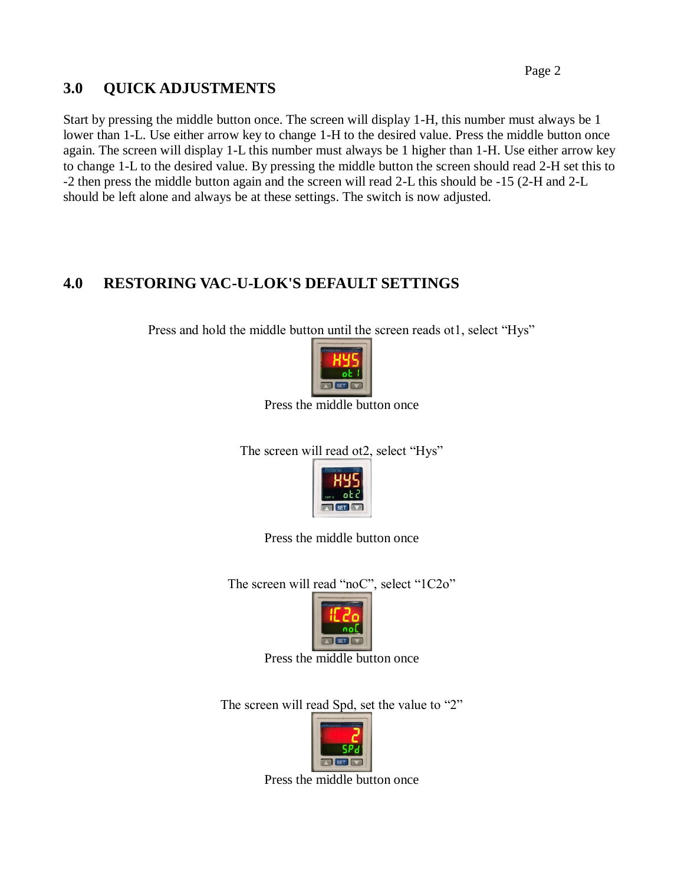## 3.0 QUICK ADJUSTMENTS

Start by pressing the middle button once. The screen will display 1-H, this number must always be 1 lower than 1-L. Use either arrow key to change 1-H to the desired value. Press the middle button once again. The screen will display 1-L this number must always be 1 higher than 1-H. Use either arrow key to change 1-L to the desired value. By pressing the middle button the screen should read 2-H set this to -2 then press the middle button again and the screen will read 2-L this should be -15 (2-H and 2-L should be left alone and always be at these settings. The switch is now adjusted.

## 4.0 RESTORING VAC-U-LOK'S DEFAULT SETTINGS

Press and hold the middle button until the screen reads ot1, select "Hys"

Press the middle button once

The screen will read ot2, select "Hys"

Press the middle button once

The screen will read "noC", select "1C2o"

Press the middle button once

The screen will read Spd, set the value to "2"

Press the middle button once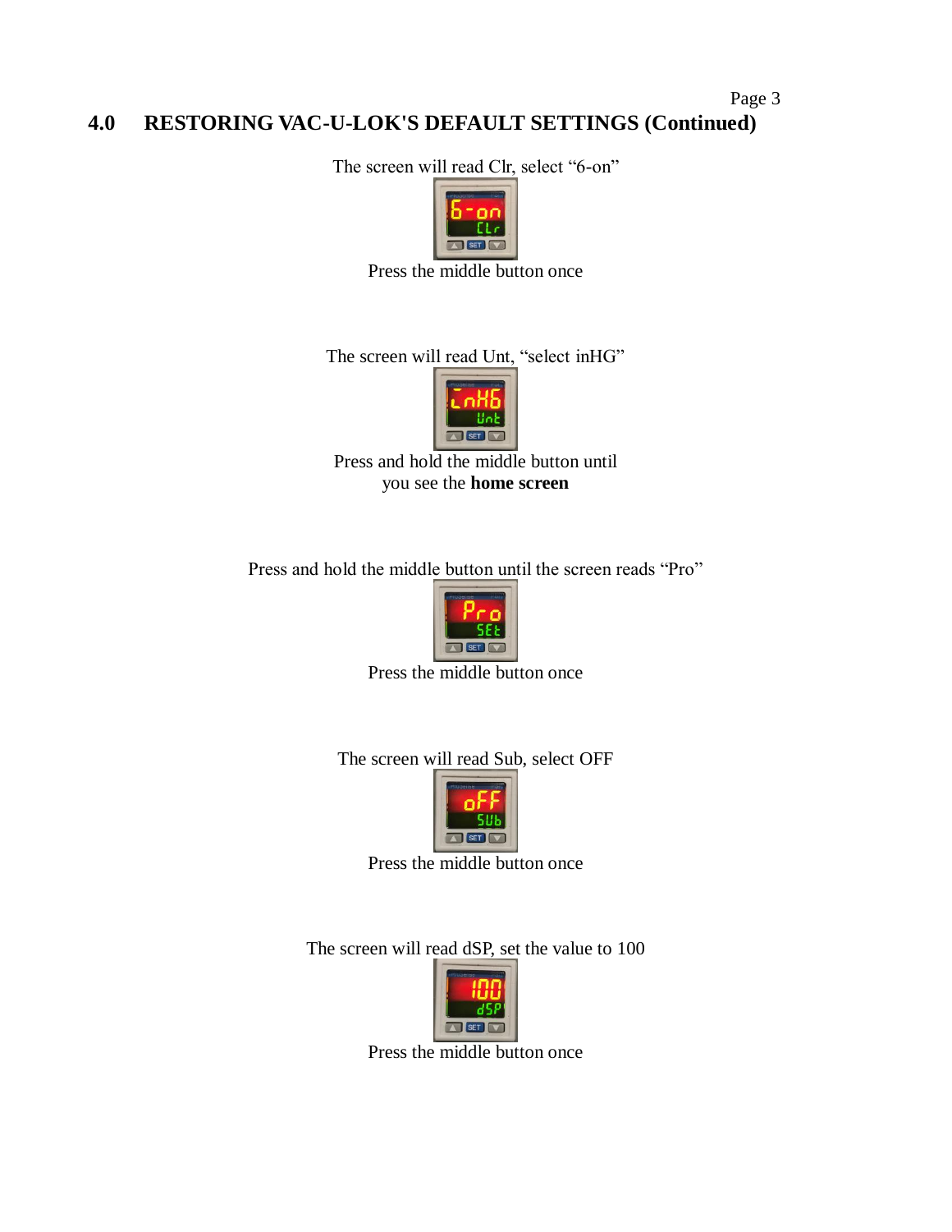## 4.0 RESTORING VAC-U-LOK'S DEFAULT SETTINGS (Continued)

The screen will read Clr, select "6-on"

Press the middle button once

The screen will read Unt, "select inHG"

Press and hold the middle button until you see the **home screen**

Press and hold the middle button until the screen reads "Pro"

Press the middle button once

The screen will read Sub, select OFF

Press the middle button once

The screen will read dSP, set the value to 100

Press the middle button once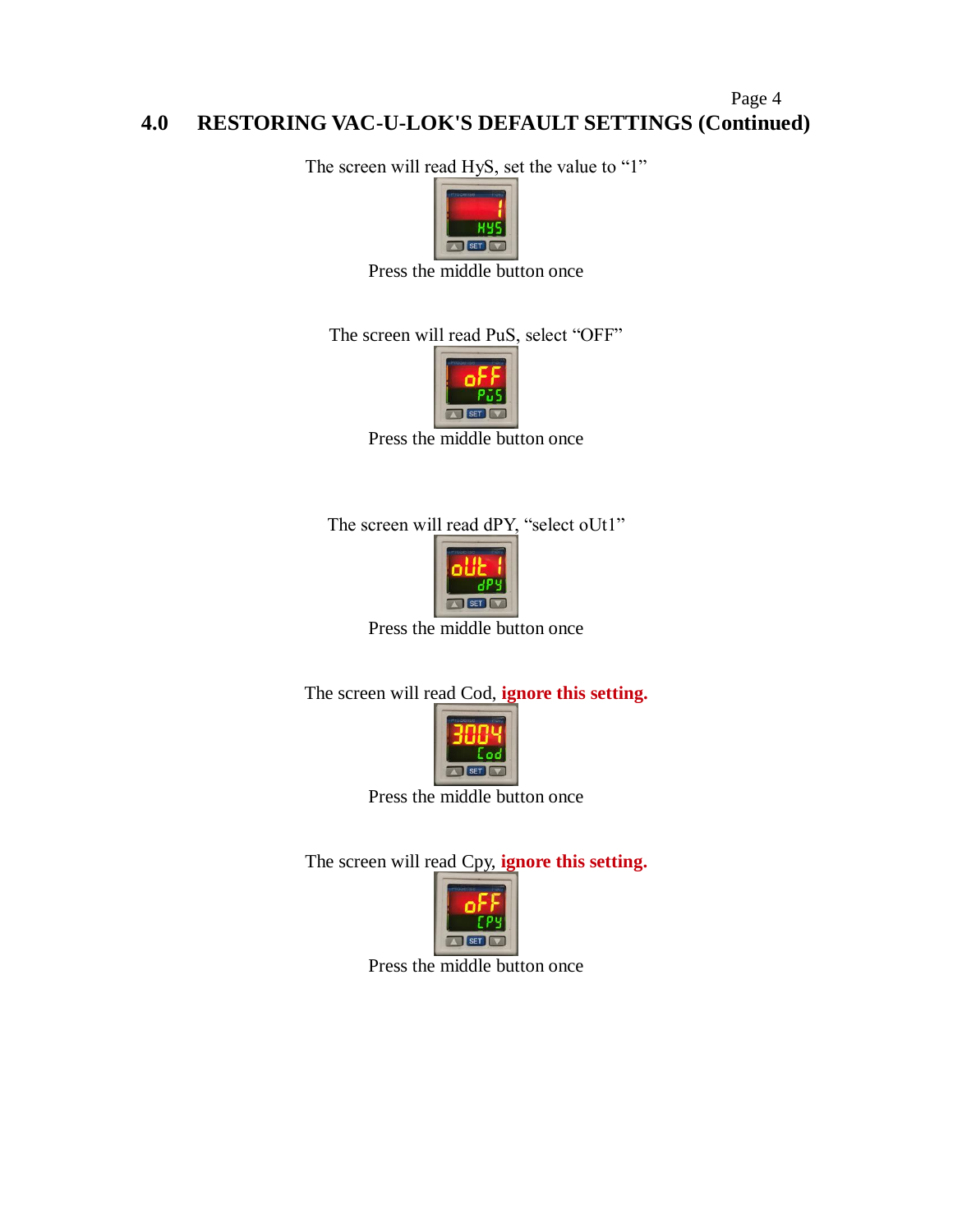## 4.0 RESTORING VAC-U-LOK'S DEFAULT SETTINGS (Continued)

The screen will read HyS, set the value to "1"

Press the middle button once

The screen will read PuS, select "OFF"

Press the middle button once

The screen will read dPY, "select oUt1"

Press the middle button once

The screen will read Cod, **ignore this setting.**

Press the middle button once

The screen will read Cpy, **ignore this setting.**

Press the middle button once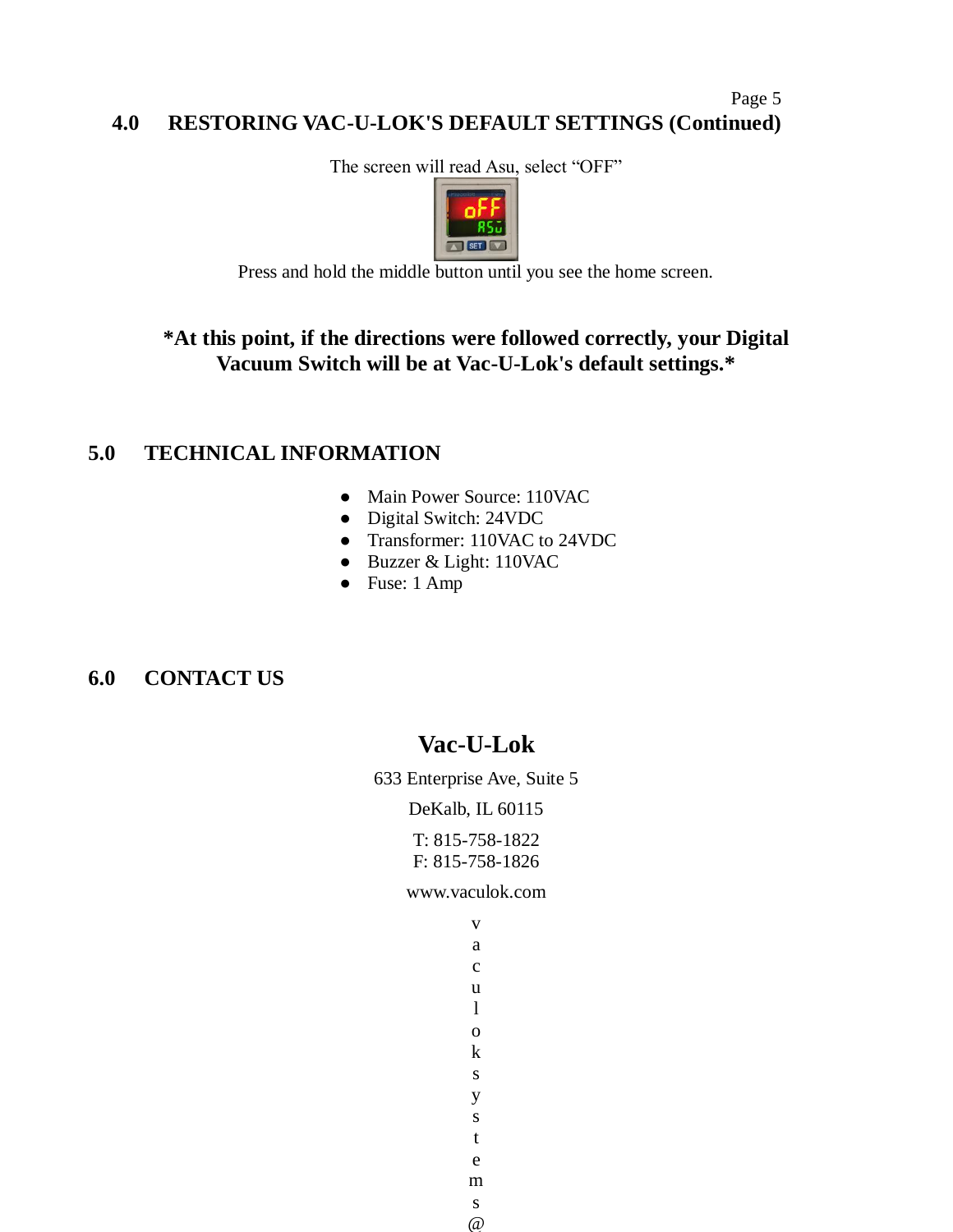## 4.0 RESTORING VAC-U-LOK'S DEFAULT SETTINGS (Continued)

The screen will read Asu, select "OFF"

Press and hold the middle button until you see the home screen.

**\*At this point, if the directions were followed correctly, your Digital Vacuum Switch will be at Vac-U-Lok's default settings.\***

## 5.0 TECHNICAL INFORMATION

- Main Power Source: 110VAC
- Digital Switch: 24VDC
- Transformer: 110VAC to 24VDC
- Buzzer & Light: 110VAC
- Fuse: 1 Amp

## 6.0 CONTACT US

**Vac-U-Lok**

633 Enterprise Ave, Suite 5

DeKalb, IL 60115

T: 815-758-1822
F: 815-758-1826

www.vaculok.com

vaculoksystems@